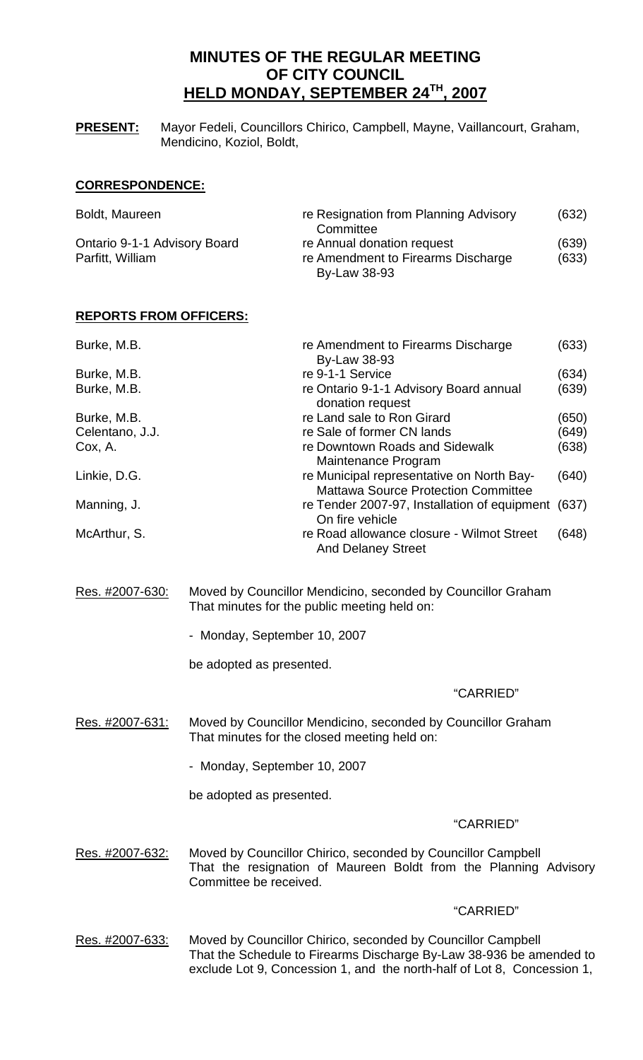# MINUTES OF THE REGULAR MEETING OF CITY COUNCIL HELD MONDAY, SEPTEMBER 24TH, 2007

**PRESENT:** Mayor Fedeli, Councillors Chirico, Campbell, Mayne, Vaillancourt, Graham, Mendicino, Koziol, Boldt,

## CORRESPONDENCE:

| | | |
|---|---|---|
| Boldt, Maureen | re Resignation from Planning Advisory Committee | (632) |
| Ontario 9-1-1 Advisory Board | re Annual donation request | (639) |
| Parfitt, William | re Amendment to Firearms Discharge By-Law 38-93 | (633) |

## REPORTS FROM OFFICERS:

| | | |
|---|---|---|
| Burke, M.B. | re Amendment to Firearms Discharge By-Law 38-93 | (633) |
| Burke, M.B. | re 9-1-1 Service | (634) |
| Burke, M.B. | re Ontario 9-1-1 Advisory Board annual donation request | (639) |
| Burke, M.B. | re Land sale to Ron Girard | (650) |
| Celentano, J.J. | re Sale of former CN lands | (649) |
| Cox, A. | re Downtown Roads and Sidewalk Maintenance Program | (638) |
| Linkie, D.G. | re Municipal representative on North Bay-Mattawa Source Protection Committee | (640) |
| Manning, J. | re Tender 2007-97, Installation of equipment On fire vehicle | (637) |
| McArthur, S. | re Road allowance closure - Wilmot Street And Delaney Street | (648) |

Res. #2007-630: Moved by Councillor Mendicino, seconded by Councillor Graham That minutes for the public meeting held on:

- Monday, September 10, 2007

be adopted as presented.

"CARRIED"

Res. #2007-631: Moved by Councillor Mendicino, seconded by Councillor Graham That minutes for the closed meeting held on:

- Monday, September 10, 2007

be adopted as presented.

"CARRIED"

Res. #2007-632: Moved by Councillor Chirico, seconded by Councillor Campbell That the resignation of Maureen Boldt from the Planning Advisory Committee be received.

"CARRIED"

Res. #2007-633: Moved by Councillor Chirico, seconded by Councillor Campbell That the Schedule to Firearms Discharge By-Law 38-936 be amended to exclude Lot 9, Concession 1, and the north-half of Lot 8, Concession 1,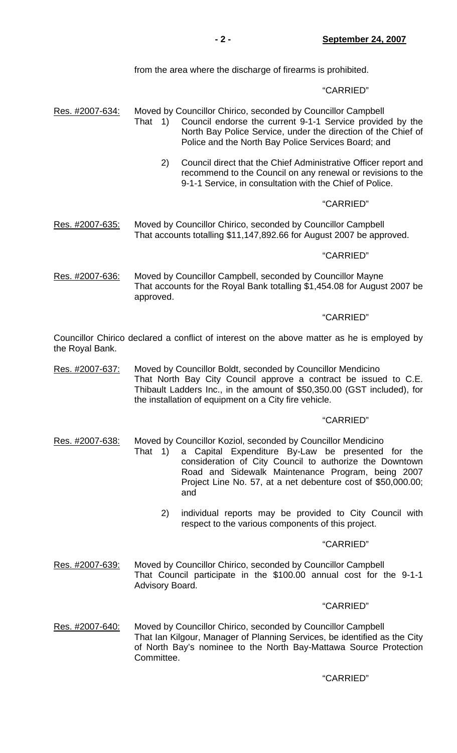from the area where the discharge of firearms is prohibited.

"CARRIED"

Res. #2007-634: Moved by Councillor Chirico, seconded by Councillor Campbell
That 1) Council endorse the current 9-1-1 Service provided by the North Bay Police Service, under the direction of the Chief of Police and the North Bay Police Services Board; and

2) Council direct that the Chief Administrative Officer report and recommend to the Council on any renewal or revisions to the 9-1-1 Service, in consultation with the Chief of Police.

"CARRIED"

Res. #2007-635: Moved by Councillor Chirico, seconded by Councillor Campbell
That accounts totalling $11,147,892.66 for August 2007 be approved.

"CARRIED"

Res. #2007-636: Moved by Councillor Campbell, seconded by Councillor Mayne
That accounts for the Royal Bank totalling $1,454.08 for August 2007 be approved.

"CARRIED"

Councillor Chirico declared a conflict of interest on the above matter as he is employed by the Royal Bank.

Res. #2007-637: Moved by Councillor Boldt, seconded by Councillor Mendicino
That North Bay City Council approve a contract be issued to C.E. Thibault Ladders Inc., in the amount of $50,350.00 (GST included), for the installation of equipment on a City fire vehicle.

"CARRIED"

Res. #2007-638: Moved by Councillor Koziol, seconded by Councillor Mendicino
That 1) a Capital Expenditure By-Law be presented for the consideration of City Council to authorize the Downtown Road and Sidewalk Maintenance Program, being 2007 Project Line No. 57, at a net debenture cost of $50,000.00; and

2) individual reports may be provided to City Council with respect to the various components of this project.

"CARRIED"

Res. #2007-639: Moved by Councillor Chirico, seconded by Councillor Campbell
That Council participate in the $100.00 annual cost for the 9-1-1 Advisory Board.

"CARRIED"

Res. #2007-640: Moved by Councillor Chirico, seconded by Councillor Campbell
That Ian Kilgour, Manager of Planning Services, be identified as the City of North Bay's nominee to the North Bay-Mattawa Source Protection Committee.

"CARRIED"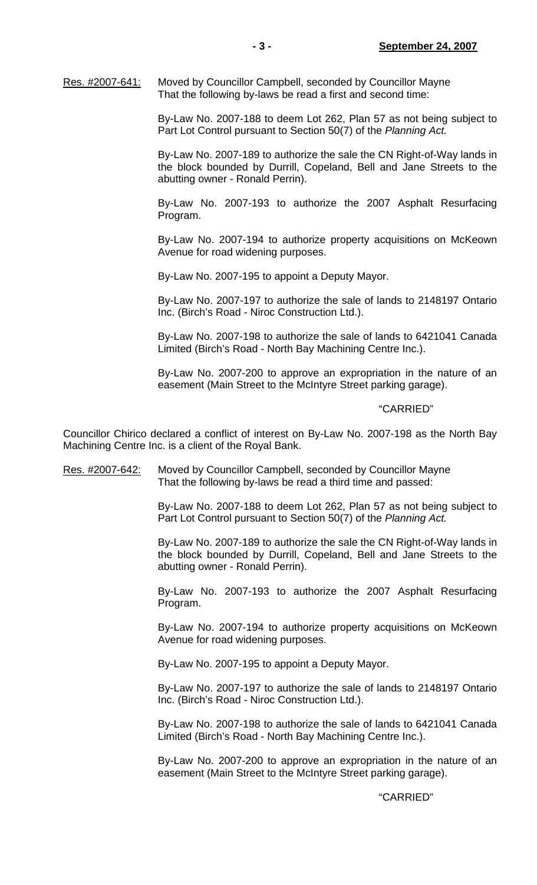<u>Res. #2007-641:</u> Moved by Councillor Campbell, seconded by Councillor Mayne
That the following by-laws be read a first and second time:

By-Law No. 2007-188 to deem Lot 262, Plan 57 as not being subject to Part Lot Control pursuant to Section 50(7) of the *Planning Act.*

By-Law No. 2007-189 to authorize the sale the CN Right-of-Way lands in the block bounded by Durrill, Copeland, Bell and Jane Streets to the abutting owner - Ronald Perrin).

By-Law No. 2007-193 to authorize the 2007 Asphalt Resurfacing Program.

By-Law No. 2007-194 to authorize property acquisitions on McKeown Avenue for road widening purposes.

By-Law No. 2007-195 to appoint a Deputy Mayor.

By-Law No. 2007-197 to authorize the sale of lands to 2148197 Ontario Inc. (Birch's Road - Niroc Construction Ltd.).

By-Law No. 2007-198 to authorize the sale of lands to 6421041 Canada Limited (Birch's Road - North Bay Machining Centre Inc.).

By-Law No. 2007-200 to approve an expropriation in the nature of an easement (Main Street to the McIntyre Street parking garage).

"CARRIED"

Councillor Chirico declared a conflict of interest on By-Law No. 2007-198 as the North Bay Machining Centre Inc. is a client of the Royal Bank.

<u>Res. #2007-642:</u> Moved by Councillor Campbell, seconded by Councillor Mayne
That the following by-laws be read a third time and passed:

By-Law No. 2007-188 to deem Lot 262, Plan 57 as not being subject to Part Lot Control pursuant to Section 50(7) of the *Planning Act.*

By-Law No. 2007-189 to authorize the sale the CN Right-of-Way lands in the block bounded by Durrill, Copeland, Bell and Jane Streets to the abutting owner - Ronald Perrin).

By-Law No. 2007-193 to authorize the 2007 Asphalt Resurfacing Program.

By-Law No. 2007-194 to authorize property acquisitions on McKeown Avenue for road widening purposes.

By-Law No. 2007-195 to appoint a Deputy Mayor.

By-Law No. 2007-197 to authorize the sale of lands to 2148197 Ontario Inc. (Birch's Road - Niroc Construction Ltd.).

By-Law No. 2007-198 to authorize the sale of lands to 6421041 Canada Limited (Birch's Road - North Bay Machining Centre Inc.).

By-Law No. 2007-200 to approve an expropriation in the nature of an easement (Main Street to the McIntyre Street parking garage).

"CARRIED"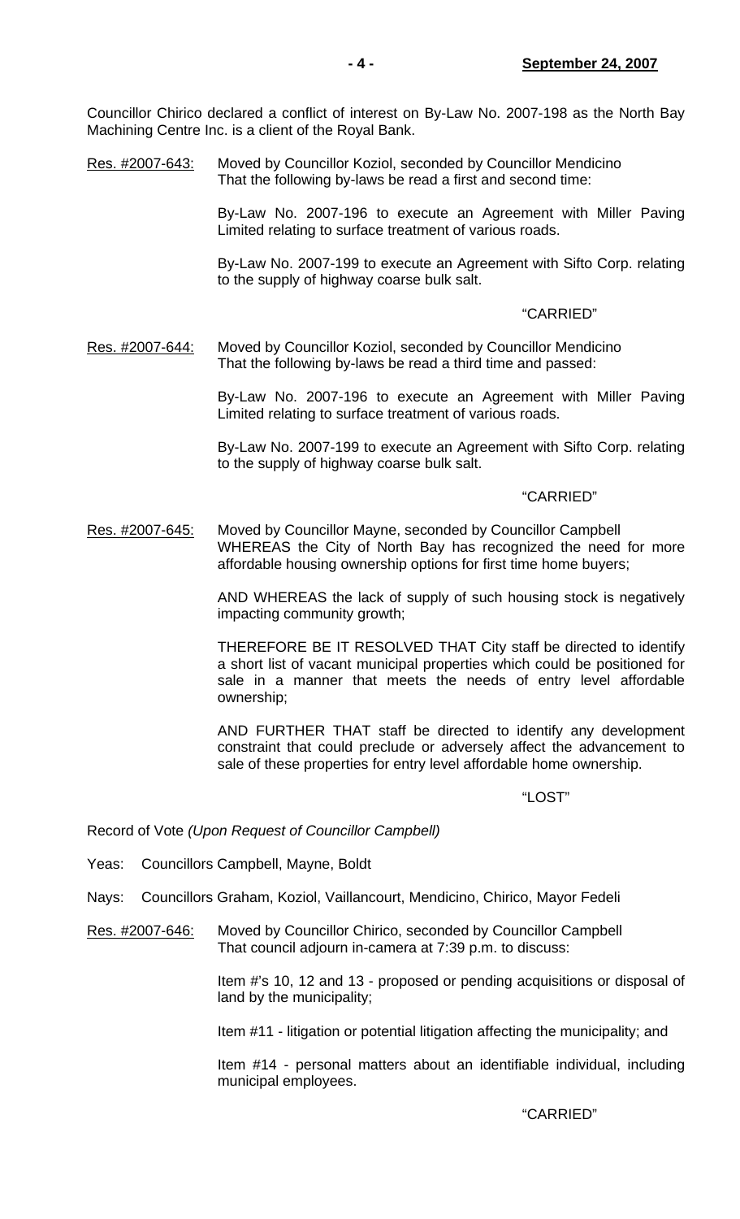Councillor Chirico declared a conflict of interest on By-Law No. 2007-198 as the North Bay Machining Centre Inc. is a client of the Royal Bank.

Res. #2007-643: Moved by Councillor Koziol, seconded by Councillor Mendicino
That the following by-laws be read a first and second time:

By-Law No. 2007-196 to execute an Agreement with Miller Paving Limited relating to surface treatment of various roads.

By-Law No. 2007-199 to execute an Agreement with Sifto Corp. relating to the supply of highway coarse bulk salt.

"CARRIED"

Res. #2007-644: Moved by Councillor Koziol, seconded by Councillor Mendicino
That the following by-laws be read a third time and passed:

By-Law No. 2007-196 to execute an Agreement with Miller Paving Limited relating to surface treatment of various roads.

By-Law No. 2007-199 to execute an Agreement with Sifto Corp. relating to the supply of highway coarse bulk salt.

"CARRIED"

Res. #2007-645: Moved by Councillor Mayne, seconded by Councillor Campbell
WHEREAS the City of North Bay has recognized the need for more affordable housing ownership options for first time home buyers;

AND WHEREAS the lack of supply of such housing stock is negatively impacting community growth;

THEREFORE BE IT RESOLVED THAT City staff be directed to identify a short list of vacant municipal properties which could be positioned for sale in a manner that meets the needs of entry level affordable ownership;

AND FURTHER THAT staff be directed to identify any development constraint that could preclude or adversely affect the advancement to sale of these properties for entry level affordable home ownership.

"LOST"

Record of Vote *(Upon Request of Councillor Campbell)*

Yeas: Councillors Campbell, Mayne, Boldt

Nays: Councillors Graham, Koziol, Vaillancourt, Mendicino, Chirico, Mayor Fedeli

Res. #2007-646: Moved by Councillor Chirico, seconded by Councillor Campbell
That council adjourn in-camera at 7:39 p.m. to discuss:

Item #'s 10, 12 and 13 - proposed or pending acquisitions or disposal of land by the municipality;

Item #11 - litigation or potential litigation affecting the municipality; and

Item #14 - personal matters about an identifiable individual, including municipal employees.

"CARRIED"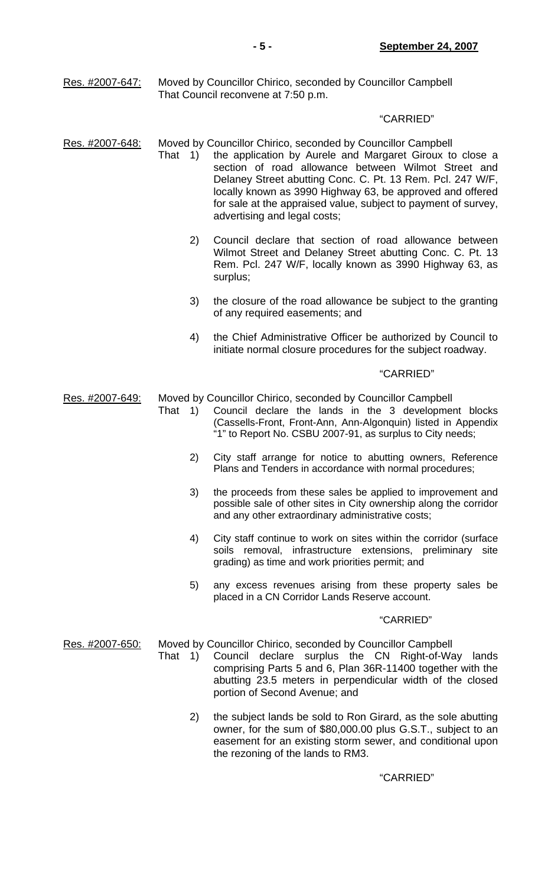Res. #2007-647: Moved by Councillor Chirico, seconded by Councillor Campbell
That Council reconvene at 7:50 p.m.

"CARRIED"

Res. #2007-648: Moved by Councillor Chirico, seconded by Councillor Campbell
That 1) the application by Aurele and Margaret Giroux to close a section of road allowance between Wilmot Street and Delaney Street abutting Conc. C. Pt. 13 Rem. Pcl. 247 W/F, locally known as 3990 Highway 63, be approved and offered for sale at the appraised value, subject to payment of survey, advertising and legal costs;

2) Council declare that section of road allowance between Wilmot Street and Delaney Street abutting Conc. C. Pt. 13 Rem. Pcl. 247 W/F, locally known as 3990 Highway 63, as surplus;

3) the closure of the road allowance be subject to the granting of any required easements; and

4) the Chief Administrative Officer be authorized by Council to initiate normal closure procedures for the subject roadway.

"CARRIED"

Res. #2007-649: Moved by Councillor Chirico, seconded by Councillor Campbell
That 1) Council declare the lands in the 3 development blocks (Cassells-Front, Front-Ann, Ann-Algonquin) listed in Appendix "1" to Report No. CSBU 2007-91, as surplus to City needs;

2) City staff arrange for notice to abutting owners, Reference Plans and Tenders in accordance with normal procedures;

3) the proceeds from these sales be applied to improvement and possible sale of other sites in City ownership along the corridor and any other extraordinary administrative costs;

4) City staff continue to work on sites within the corridor (surface soils removal, infrastructure extensions, preliminary site grading) as time and work priorities permit; and

5) any excess revenues arising from these property sales be placed in a CN Corridor Lands Reserve account.

"CARRIED"

Res. #2007-650: Moved by Councillor Chirico, seconded by Councillor Campbell
That 1) Council declare surplus the CN Right-of-Way lands comprising Parts 5 and 6, Plan 36R-11400 together with the abutting 23.5 meters in perpendicular width of the closed portion of Second Avenue; and

2) the subject lands be sold to Ron Girard, as the sole abutting owner, for the sum of $80,000.00 plus G.S.T., subject to an easement for an existing storm sewer, and conditional upon the rezoning of the lands to RM3.

"CARRIED"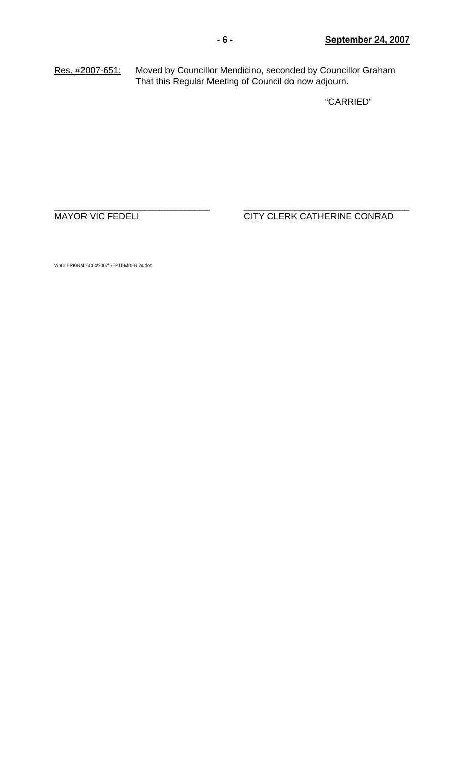Res. #2007-651: Moved by Councillor Mendicino, seconded by Councillor Graham
That this Regular Meeting of Council do now adjourn.

"CARRIED"

_______________________________ _______________________________
MAYOR VIC FEDELI CITY CLERK CATHERINE CONRAD

W:\CLERK\RMS\C04\2007\SEPTEMBER 24.doc